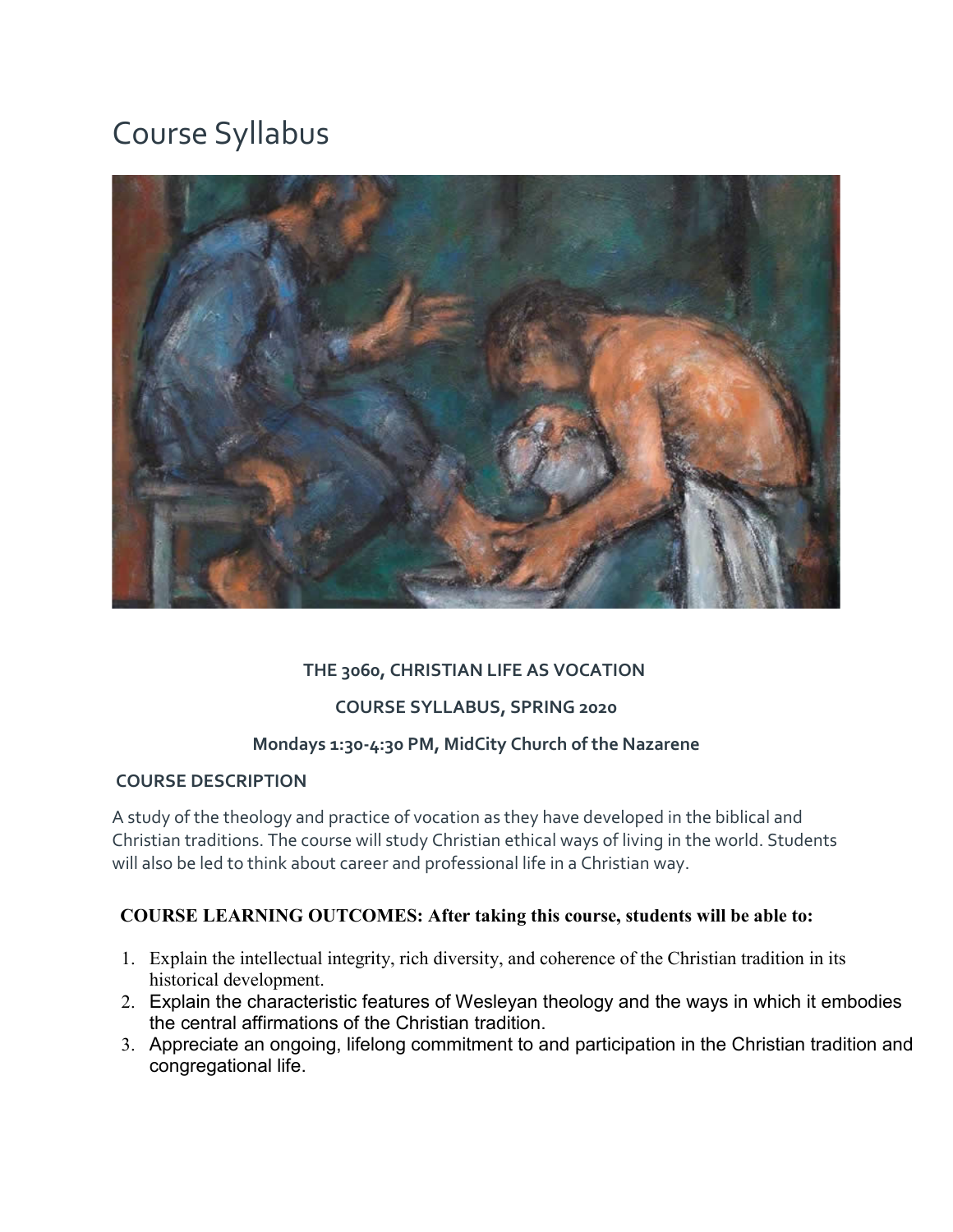# Course Syllabus

**THE 3060, CHRISTIAN LIFE AS VOCATION**

**COURSE SYLLABUS, SPRING 2020**

**Mondays 1:30-4:30 PM, MidCity Church of the Nazarene**

## COURSE DESCRIPTION

A study of the theology and practice of vocation as they have developed in the biblical and Christian traditions. The course will study Christian ethical ways of living in the world. Students will also be led to think about career and professional life in a Christian way.

## COURSE LEARNING OUTCOMES: After taking this course, students will be able to:

1. Explain the intellectual integrity, rich diversity, and coherence of the Christian tradition in its historical development.
2. Explain the characteristic features of Wesleyan theology and the ways in which it embodies the central affirmations of the Christian tradition.
3. Appreciate an ongoing, lifelong commitment to and participation in the Christian tradition and congregational life.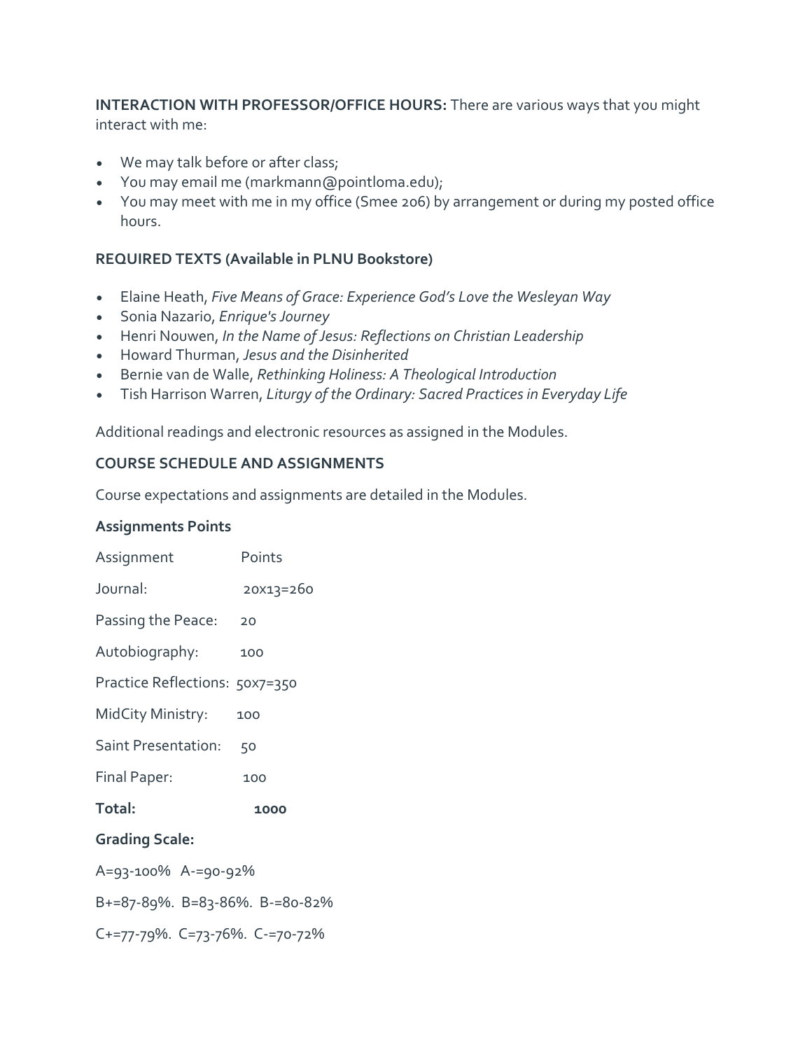**INTERACTION WITH PROFESSOR/OFFICE HOURS:** There are various ways that you might interact with me:

- We may talk before or after class;
- You may email me (markmann@pointloma.edu);
- You may meet with me in my office (Smee 206) by arrangement or during my posted office hours.

**REQUIRED TEXTS (Available in PLNU Bookstore)**

- Elaine Heath, *Five Means of Grace: Experience God's Love the Wesleyan Way*
- Sonia Nazario, *Enrique's Journey*
- Henri Nouwen, *In the Name of Jesus: Reflections on Christian Leadership*
- Howard Thurman, *Jesus and the Disinherited*
- Bernie van de Walle, *Rethinking Holiness: A Theological Introduction*
- Tish Harrison Warren, *Liturgy of the Ordinary: Sacred Practices in Everyday Life*

Additional readings and electronic resources as assigned in the Modules.

**COURSE SCHEDULE AND ASSIGNMENTS**

Course expectations and assignments are detailed in the Modules.

**Assignments Points**

| Assignment | Points |
|---|---|
| Journal: | 20x13=260 |
| Passing the Peace: | 20 |
| Autobiography: | 100 |
| Practice Reflections: | 50x7=350 |
| MidCity Ministry: | 100 |
| Saint Presentation: | 50 |
| Final Paper: | 100 |
| **Total:** | **1000** |

**Grading Scale:**

A=93-100% A-=90-92%

B+=87-89%. B=83-86%. B-=80-82%

C+=77-79%. C=73-76%. C-=70-72%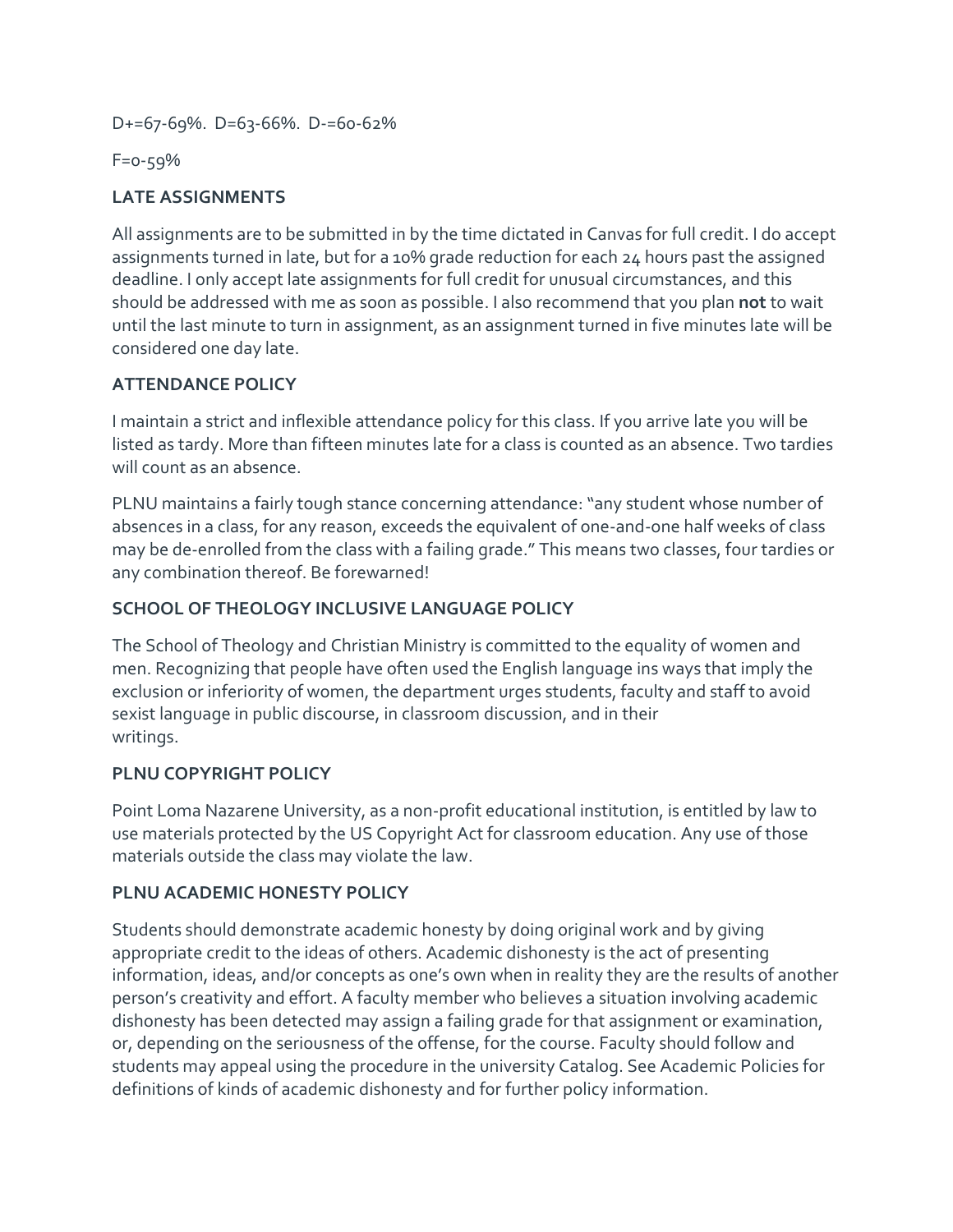D+=67-69%. D=63-66%. D-=60-62%

F=0-59%

**LATE ASSIGNMENTS**

All assignments are to be submitted in by the time dictated in Canvas for full credit. I do accept assignments turned in late, but for a 10% grade reduction for each 24 hours past the assigned deadline. I only accept late assignments for full credit for unusual circumstances, and this should be addressed with me as soon as possible. I also recommend that you plan **not** to wait until the last minute to turn in assignment, as an assignment turned in five minutes late will be considered one day late.

**ATTENDANCE POLICY**

I maintain a strict and inflexible attendance policy for this class. If you arrive late you will be listed as tardy. More than fifteen minutes late for a class is counted as an absence. Two tardies will count as an absence.

PLNU maintains a fairly tough stance concerning attendance: "any student whose number of absences in a class, for any reason, exceeds the equivalent of one-and-one half weeks of class may be de-enrolled from the class with a failing grade." This means two classes, four tardies or any combination thereof. Be forewarned!

**SCHOOL OF THEOLOGY INCLUSIVE LANGUAGE POLICY**

The School of Theology and Christian Ministry is committed to the equality of women and men. Recognizing that people have often used the English language ins ways that imply the exclusion or inferiority of women, the department urges students, faculty and staff to avoid sexist language in public discourse, in classroom discussion, and in their writings.

**PLNU COPYRIGHT POLICY**

Point Loma Nazarene University, as a non-profit educational institution, is entitled by law to use materials protected by the US Copyright Act for classroom education. Any use of those materials outside the class may violate the law.

**PLNU ACADEMIC HONESTY POLICY**

Students should demonstrate academic honesty by doing original work and by giving appropriate credit to the ideas of others. Academic dishonesty is the act of presenting information, ideas, and/or concepts as one's own when in reality they are the results of another person's creativity and effort. A faculty member who believes a situation involving academic dishonesty has been detected may assign a failing grade for that assignment or examination, or, depending on the seriousness of the offense, for the course. Faculty should follow and students may appeal using the procedure in the university Catalog. See Academic Policies for definitions of kinds of academic dishonesty and for further policy information.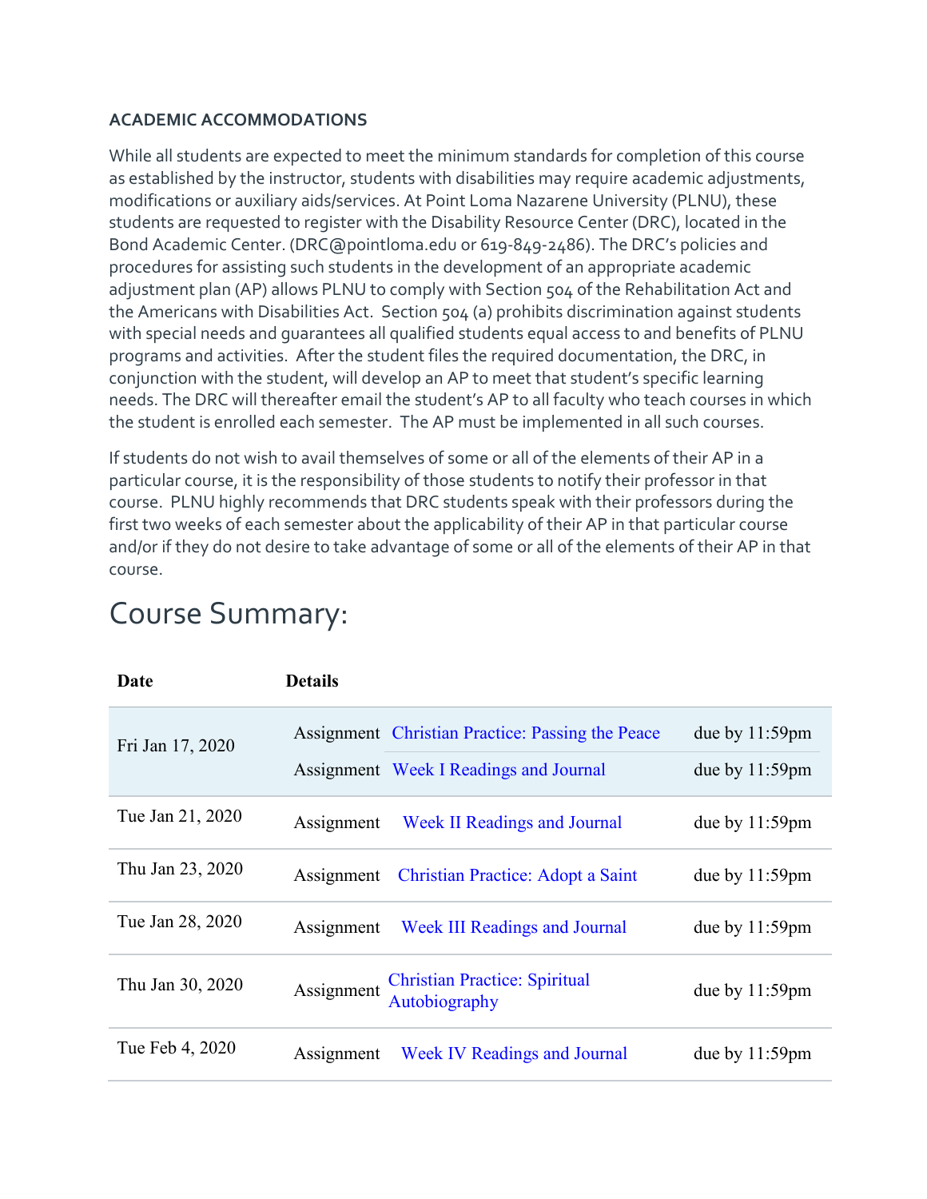### ACADEMIC ACCOMMODATIONS

While all students are expected to meet the minimum standards for completion of this course as established by the instructor, students with disabilities may require academic adjustments, modifications or auxiliary aids/services. At Point Loma Nazarene University (PLNU), these students are requested to register with the Disability Resource Center (DRC), located in the Bond Academic Center. (DRC@pointloma.edu or 619-849-2486). The DRC's policies and procedures for assisting such students in the development of an appropriate academic adjustment plan (AP) allows PLNU to comply with Section 504 of the Rehabilitation Act and the Americans with Disabilities Act. Section 504 (a) prohibits discrimination against students with special needs and guarantees all qualified students equal access to and benefits of PLNU programs and activities. After the student files the required documentation, the DRC, in conjunction with the student, will develop an AP to meet that student's specific learning needs. The DRC will thereafter email the student's AP to all faculty who teach courses in which the student is enrolled each semester. The AP must be implemented in all such courses.

If students do not wish to avail themselves of some or all of the elements of their AP in a particular course, it is the responsibility of those students to notify their professor in that course. PLNU highly recommends that DRC students speak with their professors during the first two weeks of each semester about the applicability of their AP in that particular course and/or if they do not desire to take advantage of some or all of the elements of their AP in that course.

# Course Summary:

| Date | Details | | |
|---|---|---|---|
| Fri Jan 17, 2020 | Assignment | Christian Practice: Passing the Peace | due by 11:59pm |
| | Assignment | Week I Readings and Journal | due by 11:59pm |
| Tue Jan 21, 2020 | Assignment | Week II Readings and Journal | due by 11:59pm |
| Thu Jan 23, 2020 | Assignment | Christian Practice: Adopt a Saint | due by 11:59pm |
| Tue Jan 28, 2020 | Assignment | Week III Readings and Journal | due by 11:59pm |
| Thu Jan 30, 2020 | Assignment | Christian Practice: Spiritual Autobiography | due by 11:59pm |
| Tue Feb 4, 2020 | Assignment | Week IV Readings and Journal | due by 11:59pm |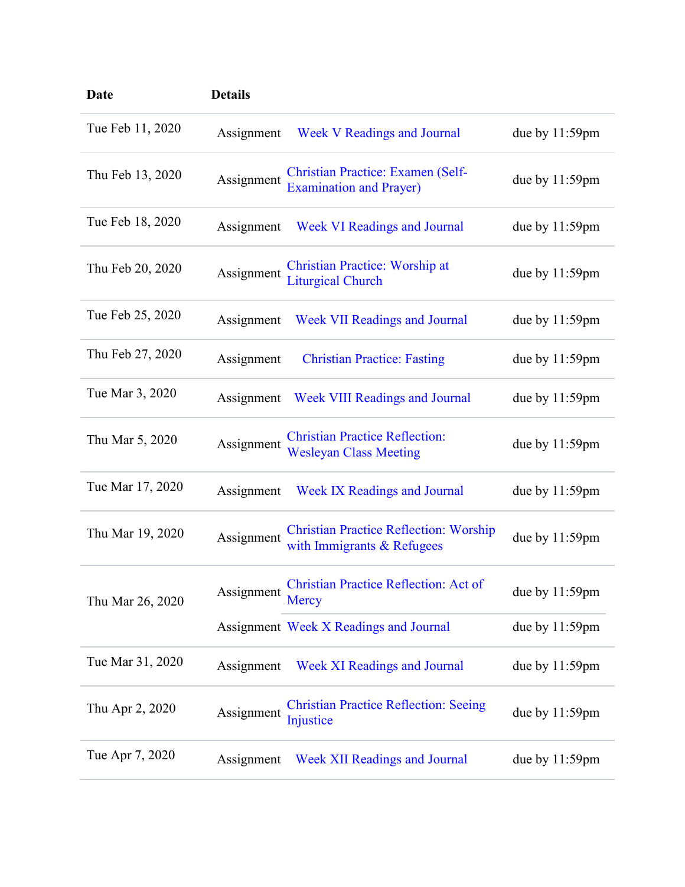| Date | Details | | |
|---|---|---|---|
| Tue Feb 11, 2020 | Assignment | Week V Readings and Journal | due by 11:59pm |
| Thu Feb 13, 2020 | Assignment | Christian Practice: Examen (Self-Examination and Prayer) | due by 11:59pm |
| Tue Feb 18, 2020 | Assignment | Week VI Readings and Journal | due by 11:59pm |
| Thu Feb 20, 2020 | Assignment | Christian Practice: Worship at Liturgical Church | due by 11:59pm |
| Tue Feb 25, 2020 | Assignment | Week VII Readings and Journal | due by 11:59pm |
| Thu Feb 27, 2020 | Assignment | Christian Practice: Fasting | due by 11:59pm |
| Tue Mar 3, 2020 | Assignment | Week VIII Readings and Journal | due by 11:59pm |
| Thu Mar 5, 2020 | Assignment | Christian Practice Reflection: Wesleyan Class Meeting | due by 11:59pm |
| Tue Mar 17, 2020 | Assignment | Week IX Readings and Journal | due by 11:59pm |
| Thu Mar 19, 2020 | Assignment | Christian Practice Reflection: Worship with Immigrants & Refugees | due by 11:59pm |
| Thu Mar 26, 2020 | Assignment | Christian Practice Reflection: Act of Mercy | due by 11:59pm |
| | Assignment | Week X Readings and Journal | due by 11:59pm |
| Tue Mar 31, 2020 | Assignment | Week XI Readings and Journal | due by 11:59pm |
| Thu Apr 2, 2020 | Assignment | Christian Practice Reflection: Seeing Injustice | due by 11:59pm |
| Tue Apr 7, 2020 | Assignment | Week XII Readings and Journal | due by 11:59pm |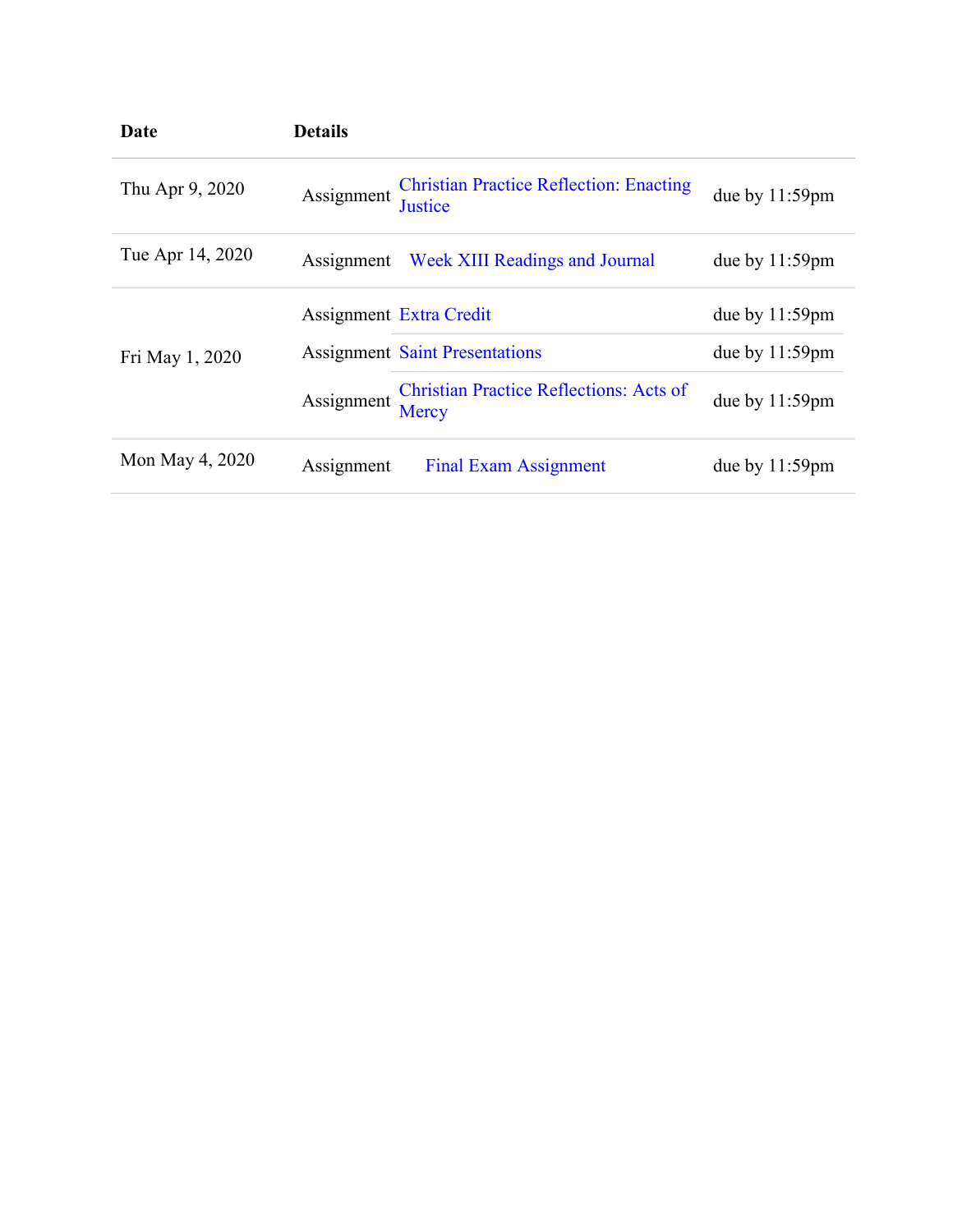| Date | Details | | |
|---|---|---|---|
| Thu Apr 9, 2020 | Assignment | Christian Practice Reflection: Enacting Justice | due by 11:59pm |
| Tue Apr 14, 2020 | Assignment | Week XIII Readings and Journal | due by 11:59pm |
| Fri May 1, 2020 | Assignment | Extra Credit | due by 11:59pm |
| | Assignment | Saint Presentations | due by 11:59pm |
| | Assignment | Christian Practice Reflections: Acts of Mercy | due by 11:59pm |
| Mon May 4, 2020 | Assignment | Final Exam Assignment | due by 11:59pm |